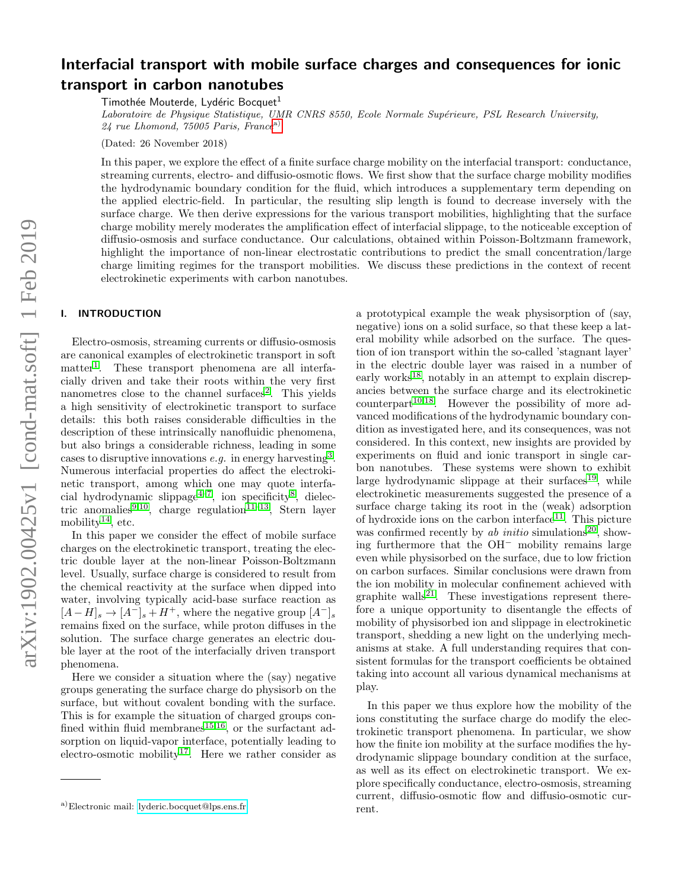# Interfacial transport with mobile surface charges and consequences for ionic transport in carbon nanotubes

Timothée Mouterde, Lydéric Bocquet[1]

*Laboratoire de Physique Statistique, UMR CNRS 8550, Ecole Normale Supérieure, PSL Research University, 24 rue Lhomond, 75005 Paris, France*[a)]

(Dated: 26 November 2018)

In this paper, we explore the effect of a finite surface charge mobility on the interfacial transport: conductance, streaming currents, electro- and diffusio-osmotic flows. We first show that the surface charge mobility modifies the hydrodynamic boundary condition for the fluid, which introduces a supplementary term depending on the applied electric-field. In particular, the resulting slip length is found to decrease inversely with the surface charge. We then derive expressions for the various transport mobilities, highlighting that the surface charge mobility merely moderates the amplification effect of interfacial slippage, to the noticeable exception of diffusio-osmosis and surface conductance. Our calculations, obtained within Poisson-Boltzmann framework, highlight the importance of non-linear electrostatic contributions to predict the small concentration/large charge limiting regimes for the transport mobilities. We discuss these predictions in the context of recent electrokinetic experiments with carbon nanotubes.

## I. INTRODUCTION

Electro-osmosis, streaming currents or diffusio-osmosis are canonical examples of electrokinetic transport in soft matter[1]. These transport phenomena are all interfacially driven and take their roots within the very first nanometres close to the channel surfaces[2]. This yields a high sensitivity of electrokinetic transport to surface details: this both raises considerable difficulties in the description of these intrinsically nanofluidic phenomena, but also brings a considerable richness, leading in some cases to disruptive innovations *e.g.* in energy harvesting[3]. Numerous interfacial properties do affect the electrokinetic transport, among which one may quote interfacial hydrodynamic slippage[4–7], ion specificity[8], dielectric anomalies[9,10], charge regulation[11–13], Stern layer mobility[14], etc.

In this paper we consider the effect of mobile surface charges on the electrokinetic transport, treating the electric double layer at the non-linear Poisson-Boltzmann level. Usually, surface charge is considered to result from the chemical reactivity at the surface when dipped into water, involving typically acid-base surface reaction as $[A-H]_s \rightarrow [A^-]_s + H^+$, where the negative group $[A^-]_s$ remains fixed on the surface, while proton diffuses in the solution. The surface charge generates an electric double layer at the root of the interfacially driven transport phenomena.

Here we consider a situation where the (say) negative groups generating the surface charge do physisorb on the surface, but without covalent bonding with the surface. This is for example the situation of charged groups confined within fluid membranes[15,16], or the surfactant adsorption on liquid-vapor interface, potentially leading to electro-osmotic mobility[17]. Here we rather consider as a prototypical example the weak physisorption of (say, negative) ions on a solid surface, so that these keep a lateral mobility while adsorbed on the surface. The question of ion transport within the so-called 'stagnant layer' in the electric double layer was raised in a number of early works[18], notably in an attempt to explain discrepancies between the surface charge and its electrokinetic counterpart[10,18]. However the possibility of more advanced modifications of the hydrodynamic boundary condition as investigated here, and its consequences, was not considered. In this context, new insights are provided by experiments on fluid and ionic transport in single carbon nanotubes. These systems were shown to exhibit large hydrodynamic slippage at their surfaces[19], while electrokinetic measurements suggested the presence of a surface charge taking its root in the (weak) adsorption of hydroxide ions on the carbon interface[11]. This picture was confirmed recently by *ab initio* simulations[20], showing furthermore that the $OH^-$ mobility remains large even while physisorbed on the surface, due to low friction on carbon surfaces. Similar conclusions were drawn from the ion mobility in molecular confinement achieved with graphite walls[21]. These investigations represent therefore a unique opportunity to disentangle the effects of mobility of physisorbed ion and slippage in electrokinetic transport, shedding a new light on the underlying mechanisms at stake. A full understanding requires that consistent formulas for the transport coefficients be obtained taking into account all various dynamical mechanisms at play.

In this paper we thus explore how the mobility of the ions constituting the surface charge do modify the electrokinetic transport phenomena. In particular, we show how the finite ion mobility at the surface modifies the hydrodynamic slippage boundary condition at the surface, as well as its effect on electrokinetic transport. We explore specifically conductance, electro-osmosis, streaming current, diffusio-osmotic flow and diffusio-osmotic current.

---

a) Electronic mail: lyderic.bocquet@lps.ens.fr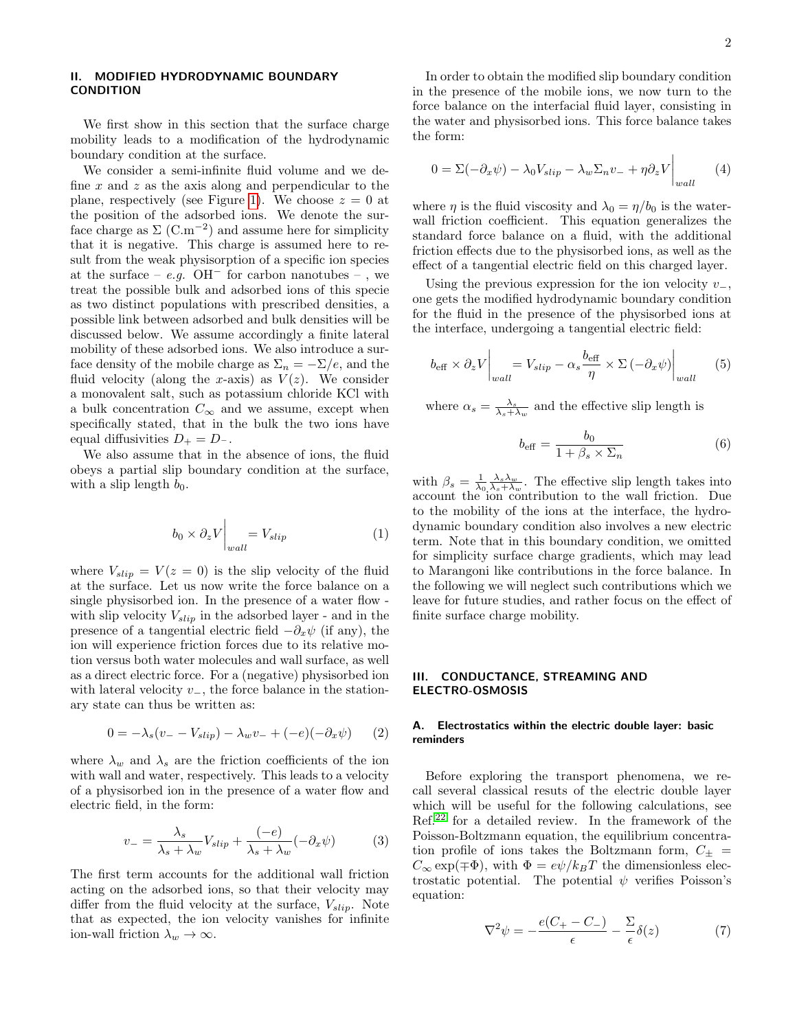## II. MODIFIED HYDRODYNAMIC BOUNDARY CONDITION

We first show in this section that the surface charge mobility leads to a modification of the hydrodynamic boundary condition at the surface.

We consider a semi-infinite fluid volume and we define $x$ and $z$ as the axis along and perpendicular to the plane, respectively (see Figure 1). We choose $z = 0$ at the position of the adsorbed ions. We denote the surface charge as $\Sigma$ ($\mathrm{C.m^{-2}}$) and assume here for simplicity that it is negative. This charge is assumed here to result from the weak physisorption of a specific ion species at the surface – *e.g.* $OH^-$ for carbon nanotubes – , we treat the possible bulk and adsorbed ions of this specie as two distinct populations with prescribed densities, a possible link between adsorbed and bulk densities will be discussed below. We assume accordingly a finite lateral mobility of these adsorbed ions. We also introduce a surface density of the mobile charge as $\Sigma_n = -\Sigma/e$, and the fluid velocity (along the $x$-axis) as $V(z)$. We consider a monovalent salt, such as potassium chloride KCl with a bulk concentration $C_\infty$ and we assume, except when specifically stated, that in the bulk the two ions have equal diffusivities $D_+ = D_-$.

We also assume that in the absence of ions, the fluid obeys a partial slip boundary condition at the surface, with a slip length $b_0$.

$$b_0 \times \partial_z V\Big|_{wall} = V_{slip} \tag{1}$$

where $V_{slip} = V(z=0)$ is the slip velocity of the fluid at the surface. Let us now write the force balance on a single physisorbed ion. In the presence of a water flow - with slip velocity $V_{slip}$ in the adsorbed layer - and in the presence of a tangential electric field $-\partial_x\psi$ (if any), the ion will experience friction forces due to its relative motion versus both water molecules and wall surface, as well as a direct electric force. For a (negative) physisorbed ion with lateral velocity $v_-$, the force balance in the stationary state can thus be written as:

$$0 = -\lambda_s(v_- - V_{slip}) - \lambda_w v_- + (-e)(-\partial_x\psi) \tag{2}$$

where $\lambda_w$ and $\lambda_s$ are the friction coefficients of the ion with wall and water, respectively. This leads to a velocity of a physisorbed ion in the presence of a water flow and electric field, in the form:

$$v_- = \frac{\lambda_s}{\lambda_s + \lambda_w} V_{slip} + \frac{(-e)}{\lambda_s + \lambda_w}(-\partial_x\psi) \tag{3}$$

The first term accounts for the additional wall friction acting on the adsorbed ions, so that their velocity may differ from the fluid velocity at the surface, $V_{slip}$. Note that as expected, the ion velocity vanishes for infinite ion-wall friction $\lambda_w \to \infty$.

In order to obtain the modified slip boundary condition in the presence of the mobile ions, we now turn to the force balance on the interfacial fluid layer, consisting in the water and physisorbed ions. This force balance takes the form:

$$0 = \Sigma(-\partial_x\psi) - \lambda_0 V_{slip} - \lambda_w \Sigma_n v_- + \eta \partial_z V\Big|_{wall} \tag{4}$$

where $\eta$ is the fluid viscosity and $\lambda_0 = \eta/b_0$ is the water-wall friction coefficient. This equation generalizes the standard force balance on a fluid, with the additional friction effects due to the physisorbed ions, as well as the effect of a tangential electric field on this charged layer.

Using the previous expression for the ion velocity $v_-$, one gets the modified hydrodynamic boundary condition for the fluid in the presence of the physisorbed ions at the interface, undergoing a tangential electric field:

$$b_{\mathrm{eff}} \times \partial_z V\Big|_{wall} = V_{slip} - \alpha_s \frac{b_{\mathrm{eff}}}{\eta} \times \Sigma\,(-\partial_x\psi)\Big|_{wall} \tag{5}$$

where $\alpha_s = \frac{\lambda_s}{\lambda_s+\lambda_w}$ and the effective slip length is

$$b_{\mathrm{eff}} = \frac{b_0}{1 + \beta_s \times \Sigma_n} \tag{6}$$

with $\beta_s = \frac{1}{\lambda_0}\frac{\lambda_s\lambda_w}{\lambda_s+\lambda_w}$. The effective slip length takes into account the ion contribution to the wall friction. Due to the mobility of the ions at the interface, the hydrodynamic boundary condition also involves a new electric term. Note that in this boundary condition, we omitted for simplicity surface charge gradients, which may lead to Marangoni like contributions in the force balance. In the following we will neglect such contributions which we leave for future studies, and rather focus on the effect of finite surface charge mobility.

## III. CONDUCTANCE, STREAMING AND ELECTRO-OSMOSIS

### A. Electrostatics within the electric double layer: basic reminders

Before exploring the transport phenomena, we recall several classical resuts of the electric double layer which will be useful for the following calculations, see Ref.[22] for a detailed review. In the framework of the Poisson-Boltzmann equation, the equilibrium concentration profile of ions takes the Boltzmann form, $C_\pm = C_\infty \exp(\mp\Phi)$, with $\Phi = e\psi/k_BT$ the dimensionless electrostatic potential. The potential $\psi$ verifies Poisson's equation:

$$\nabla^2\psi = -\frac{e(C_+ - C_-)}{\epsilon} - \frac{\Sigma}{\epsilon}\delta(z) \tag{7}$$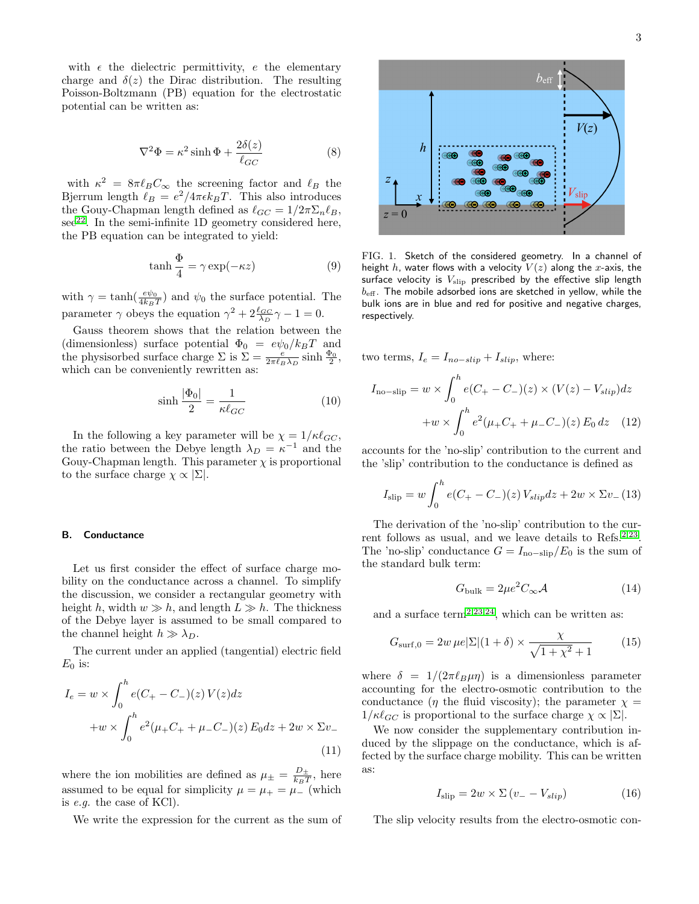with $\epsilon$ the dielectric permittivity, $e$ the elementary charge and $\delta(z)$ the Dirac distribution. The resulting Poisson-Boltzmann (PB) equation for the electrostatic potential can be written as:

$$\nabla^2 \Phi = \kappa^2 \sinh \Phi + \frac{2\delta(z)}{\ell_{GC}} \tag{8}$$

with $\kappa^2 = 8\pi \ell_B C_\infty$ the screening factor and $\ell_B$ the Bjerrum length $\ell_B = e^2/4\pi\epsilon k_B T$. This also introduces the Gouy-Chapman length defined as $\ell_{GC} = 1/2\pi\Sigma_n \ell_B$, see[22]. In the semi-infinite 1D geometry considered here, the PB equation can be integrated to yield:

$$\tanh \frac{\Phi}{4} = \gamma \exp(-\kappa z) \tag{9}$$

with $\gamma = \tanh(\frac{e\psi_0}{4k_B T})$ and $\psi_0$ the surface potential. The parameter $\gamma$ obeys the equation $\gamma^2 + 2\frac{\ell_{GC}}{\lambda_D}\gamma - 1 = 0$.

Gauss theorem shows that the relation between the (dimensionless) surface potential $\Phi_0 = e\psi_0/k_B T$ and the physisorbed surface charge $\Sigma$ is $\Sigma = \frac{e}{2\pi\ell_B\lambda_D}\sinh\frac{\Phi_0}{2}$, which can be conveniently rewritten as:

$$\sinh \frac{|\Phi_0|}{2} = \frac{1}{\kappa \ell_{GC}} \tag{10}$$

In the following a key parameter will be $\chi = 1/\kappa\ell_{GC}$, the ratio between the Debye length $\lambda_D = \kappa^{-1}$ and the Gouy-Chapman length. This parameter $\chi$ is proportional to the surface charge $\chi \propto |\Sigma|$.

### B. Conductance

Let us first consider the effect of surface charge mobility on the conductance across a channel. To simplify the discussion, we consider a rectangular geometry with height $h$, width $w \gg h$, and length $L \gg h$. The thickness of the Debye layer is assumed to be small compared to the channel height $h \gg \lambda_D$.

The current under an applied (tangential) electric field $E_0$ is:

$$\begin{aligned} I_e = w \times \int_0^h e(C_+ - C_-)(z)\, V(z) dz \\ + w \times \int_0^h e^2(\mu_+ C_+ + \mu_- C_-)(z)\, E_0 dz + 2w \times \Sigma v_- \end{aligned} \tag{11}$$

where the ion mobilities are defined as $\mu_\pm = \frac{D_\pm}{k_B T}$, here assumed to be equal for simplicity $\mu = \mu_+ = \mu_-$ (which is *e.g.* the case of KCl).

We write the expression for the current as the sum of two terms, $I_e = I_{no-slip} + I_{slip}$, where:

$$\begin{aligned} I_{\text{no-slip}} = w \times \int_0^h e(C_+ - C_-)(z) \times (V(z) - V_{slip}) dz \\ + w \times \int_0^h e^2(\mu_+ C_+ + \mu_- C_-)(z)\, E_0\, dz \end{aligned} \tag{12}$$

FIG. 1. Sketch of the considered geometry. In a channel of height $h$, water flows with a velocity $V(z)$ along the $x$-axis, the surface velocity is $V_{\text{slip}}$ prescribed by the effective slip length $b_{\text{eff}}$. The mobile adsorbed ions are sketched in yellow, while the bulk ions are in blue and red for positive and negative charges, respectively.

accounts for the 'no-slip' contribution to the current and the 'slip' contribution to the conductance is defined as

$$I_{\text{slip}} = w \int_0^h e(C_+ - C_-)(z)\, V_{slip} dz + 2w \times \Sigma v_- \tag{13}$$

The derivation of the 'no-slip' contribution to the current follows as usual, and we leave details to Refs.[2,23]. The 'no-slip' conductance $G = I_{\text{no-slip}}/E_0$ is the sum of the standard bulk term:

$$G_{\text{bulk}} = 2\mu e^2 C_\infty \mathcal{A} \tag{14}$$

and a surface term[2,23,24], which can be written as:

$$G_{\text{surf},0} = 2w\, \mu e|\Sigma|(1+\delta) \times \frac{\chi}{\sqrt{1+\chi^2}+1} \tag{15}$$

where $\delta = 1/(2\pi\ell_B \mu\eta)$ is a dimensionless parameter accounting for the electro-osmotic contribution to the conductance ($\eta$ the fluid viscosity); the parameter $\chi = 1/\kappa\ell_{GC}$ is proportional to the surface charge $\chi \propto |\Sigma|$.

We now consider the supplementary contribution induced by the slippage on the conductance, which is affected by the surface charge mobility. This can be written as:

$$I_{\text{slip}} = 2w \times \Sigma\,(v_- - V_{slip}) \tag{16}$$

The slip velocity results from the electro-osmotic con-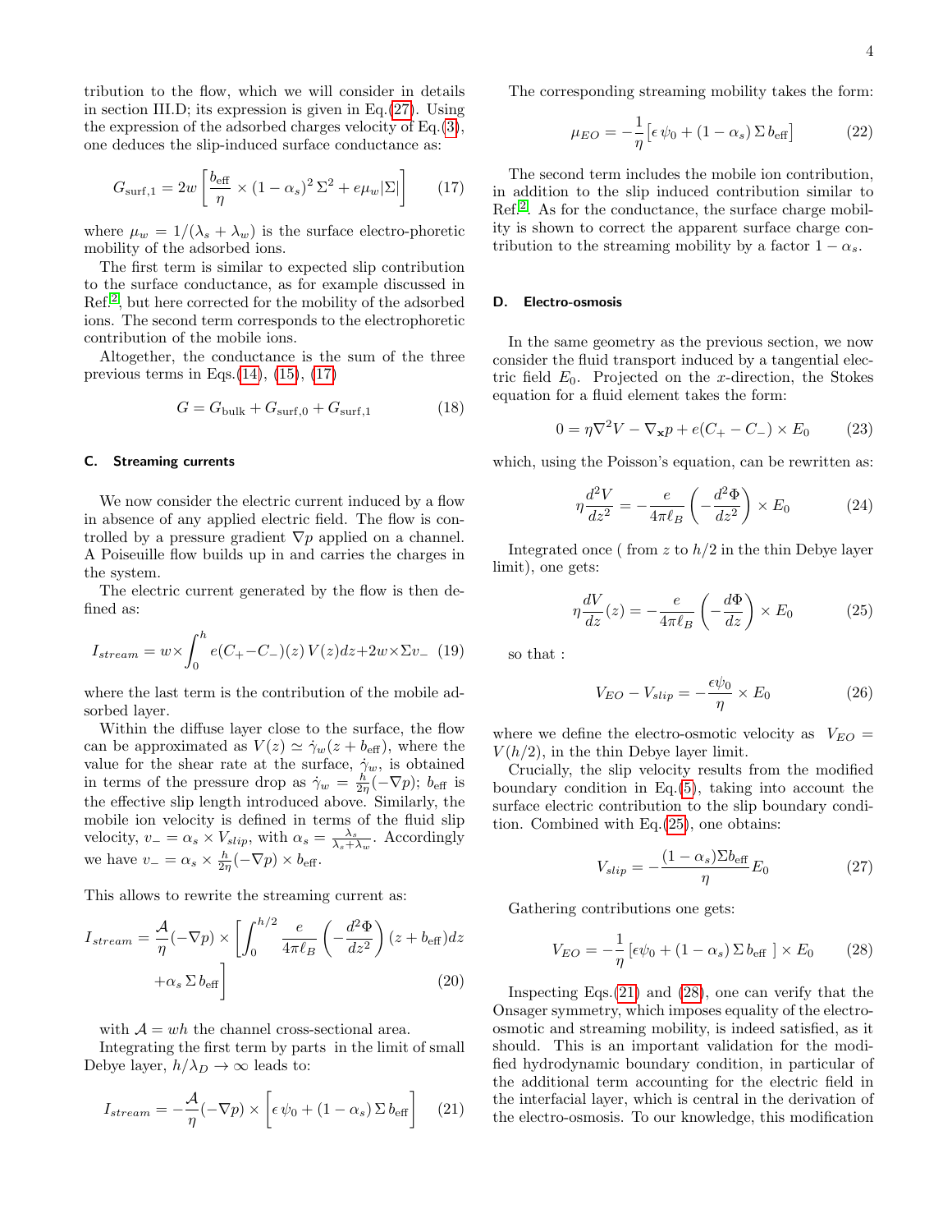tribution to the flow, which we will consider in details in section III.D; its expression is given in Eq.(27). Using the expression of the adsorbed charges velocity of Eq.(3), one deduces the slip-induced surface conductance as:

$$G_{\mathrm{surf},1} = 2w\left[\frac{b_{\mathrm{eff}}}{\eta}\times(1-\alpha_s)^2\,\Sigma^2 + e\mu_w|\Sigma|\right] \quad (17)$$

where $\mu_w = 1/(\lambda_s+\lambda_w)$ is the surface electro-phoretic mobility of the adsorbed ions.

The first term is similar to expected slip contribution to the surface conductance, as for example discussed in Ref.[2], but here corrected for the mobility of the adsorbed ions. The second term corresponds to the electrophoretic contribution of the mobile ions.

Altogether, the conductance is the sum of the three previous terms in Eqs.(14), (15), (17)

$$G = G_{\mathrm{bulk}} + G_{\mathrm{surf},0} + G_{\mathrm{surf},1} \quad (18)$$

### C. Streaming currents

We now consider the electric current induced by a flow in absence of any applied electric field. The flow is controlled by a pressure gradient $\nabla p$ applied on a channel. A Poiseuille flow builds up in and carries the charges in the system.

The electric current generated by the flow is then defined as:

$$I_{stream} = w\times\int_0^h e(C_+-C_-)(z)\,V(z)dz + 2w\times\Sigma v_- \quad (19)$$

where the last term is the contribution of the mobile adsorbed layer.

Within the diffuse layer close to the surface, the flow can be approximated as $V(z)\simeq\dot\gamma_w(z+b_{\mathrm{eff}})$, where the value for the shear rate at the surface, $\dot\gamma_w$, is obtained in terms of the pressure drop as $\dot\gamma_w = \frac{h}{2\eta}(-\nabla p)$; $b_{\mathrm{eff}}$ is the effective slip length introduced above. Similarly, the mobile ion velocity is defined in terms of the fluid slip velocity, $v_- = \alpha_s\times V_{slip}$, with $\alpha_s = \frac{\lambda_s}{\lambda_s+\lambda_w}$. Accordingly we have $v_- = \alpha_s\times\frac{h}{2\eta}(-\nabla p)\times b_{\mathrm{eff}}$.

This allows to rewrite the streaming current as:

$$I_{stream} = \frac{\mathcal{A}}{\eta}(-\nabla p)\times\left[\int_0^{h/2}\frac{e}{4\pi\ell_B}\left(-\frac{d^2\Phi}{dz^2}\right)(z+b_{\mathrm{eff}})dz + \alpha_s\,\Sigma\,b_{\mathrm{eff}}\right] \quad (20)$$

with $\mathcal{A}=wh$ the channel cross-sectional area.

Integrating the first term by parts in the limit of small Debye layer, $h/\lambda_D\to\infty$ leads to:

$$I_{stream} = -\frac{\mathcal{A}}{\eta}(-\nabla p)\times\left[\epsilon\,\psi_0 + (1-\alpha_s)\,\Sigma\,b_{\mathrm{eff}}\right] \quad (21)$$

The corresponding streaming mobility takes the form:

$$\mu_{EO} = -\frac{1}{\eta}\left[\epsilon\,\psi_0 + (1-\alpha_s)\,\Sigma\,b_{\mathrm{eff}}\right] \quad (22)$$

The second term includes the mobile ion contribution, in addition to the slip induced contribution similar to Ref.[2]. As for the conductance, the surface charge mobility is shown to correct the apparent surface charge contribution to the streaming mobility by a factor $1-\alpha_s$.

### D. Electro-osmosis

In the same geometry as the previous section, we now consider the fluid transport induced by a tangential electric field $E_0$. Projected on the $x$-direction, the Stokes equation for a fluid element takes the form:

$$0 = \eta\nabla^2 V - \nabla_{\mathbf{x}}p + e(C_+-C_-)\times E_0 \quad (23)$$

which, using the Poisson's equation, can be rewritten as:

$$\eta\frac{d^2V}{dz^2} = -\frac{e}{4\pi\ell_B}\left(-\frac{d^2\Phi}{dz^2}\right)\times E_0 \quad (24)$$

Integrated once ( from $z$ to $h/2$ in the thin Debye layer limit), one gets:

$$\eta\frac{dV}{dz}(z) = -\frac{e}{4\pi\ell_B}\left(-\frac{d\Phi}{dz}\right)\times E_0 \quad (25)$$

so that :

$$V_{EO} - V_{slip} = -\frac{\epsilon\psi_0}{\eta}\times E_0 \quad (26)$$

where we define the electro-osmotic velocity as $V_{EO} = V(h/2)$, in the thin Debye layer limit.

Crucially, the slip velocity results from the modified boundary condition in Eq.(5), taking into account the surface electric contribution to the slip boundary condition. Combined with Eq.(25), one obtains:

$$V_{slip} = -\frac{(1-\alpha_s)\Sigma b_{\mathrm{eff}}}{\eta}E_0 \quad (27)$$

Gathering contributions one gets:

$$V_{EO} = -\frac{1}{\eta}\left[\epsilon\psi_0 + (1-\alpha_s)\,\Sigma\,b_{\mathrm{eff}}\ \right]\times E_0 \quad (28)$$

Inspecting Eqs.(21) and (28), one can verify that the Onsager symmetry, which imposes equality of the electro-osmotic and streaming mobility, is indeed satisfied, as it should. This is an important validation for the modified hydrodynamic boundary condition, in particular of the additional term accounting for the electric field in the interfacial layer, which is central in the derivation of the electro-osmosis. To our knowledge, this modification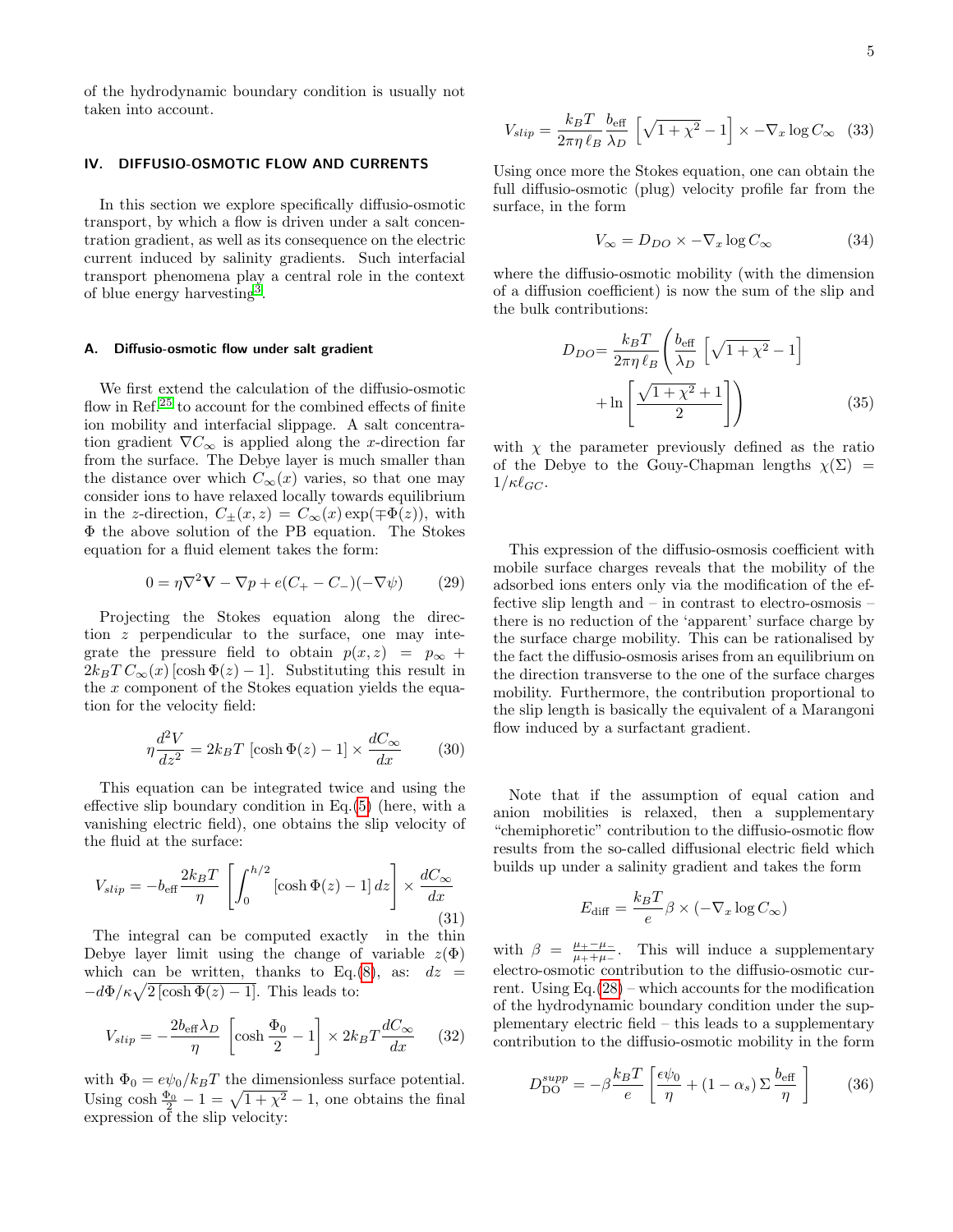of the hydrodynamic boundary condition is usually not taken into account.

## IV. DIFFUSIO-OSMOTIC FLOW AND CURRENTS

In this section we explore specifically diffusio-osmotic transport, by which a flow is driven under a salt concentration gradient, as well as its consequence on the electric current induced by salinity gradients. Such interfacial transport phenomena play a central role in the context of blue energy harvesting[3].

### A. Diffusio-osmotic flow under salt gradient

We first extend the calculation of the diffusio-osmotic flow in Ref.[25] to account for the combined effects of finite ion mobility and interfacial slippage. A salt concentration gradient $\nabla C_\infty$ is applied along the $x$-direction far from the surface. The Debye layer is much smaller than the distance over which $C_\infty(x)$ varies, so that one may consider ions to have relaxed locally towards equilibrium in the $z$-direction, $C_\pm(x,z) = C_\infty(x)\exp(\mp\Phi(z))$, with $\Phi$ the above solution of the PB equation. The Stokes equation for a fluid element takes the form:

$$0 = \eta\nabla^2\mathbf{V} - \nabla p + e(C_+ - C_-)(-\nabla\psi) \qquad (29)$$

Projecting the Stokes equation along the direction $z$ perpendicular to the surface, one may integrate the pressure field to obtain $p(x,z) = p_\infty + 2k_BT\,C_\infty(x)\,[\cosh\Phi(z) - 1]$. Substituting this result in the $x$ component of the Stokes equation yields the equation for the velocity field:

$$\eta\frac{d^2V}{dz^2} = 2k_BT\,[\cosh\Phi(z) - 1] \times \frac{dC_\infty}{dx} \qquad (30)$$

This equation can be integrated twice and using the effective slip boundary condition in Eq.(5) (here, with a vanishing electric field), one obtains the slip velocity of the fluid at the surface:

$$V_{slip} = -b_{\rm eff}\frac{2k_BT}{\eta}\left[\int_0^{h/2}[\cosh\Phi(z) - 1]\,dz\right] \times \frac{dC_\infty}{dx} \qquad (31)$$

The integral can be computed exactly in the thin Debye layer limit using the change of variable $z(\Phi)$ which can be written, thanks to Eq.(8), as: $dz = -d\Phi/\kappa\sqrt{2\,[\cosh\Phi(z) - 1]}$. This leads to:

$$V_{slip} = -\frac{2b_{\rm eff}\lambda_D}{\eta}\left[\cosh\frac{\Phi_0}{2} - 1\right] \times 2k_BT\frac{dC_\infty}{dx} \qquad (32)$$

with $\Phi_0 = e\psi_0/k_BT$ the dimensionless surface potential. Using $\cosh\frac{\Phi_0}{2} - 1 = \sqrt{1+\chi^2} - 1$, one obtains the final expression of the slip velocity:

$$V_{slip} = \frac{k_BT}{2\pi\eta\,\ell_B}\frac{b_{\rm eff}}{\lambda_D}\left[\sqrt{1+\chi^2} - 1\right] \times -\nabla_x\log C_\infty \qquad (33)$$

Using once more the Stokes equation, one can obtain the full diffusio-osmotic (plug) velocity profile far from the surface, in the form

$$V_\infty = D_{DO} \times -\nabla_x\log C_\infty \qquad (34)$$

where the diffusio-osmotic mobility (with the dimension of a diffusion coefficient) is now the sum of the slip and the bulk contributions:

$$D_{DO} = \frac{k_BT}{2\pi\eta\,\ell_B}\left(\frac{b_{\rm eff}}{\lambda_D}\left[\sqrt{1+\chi^2} - 1\right] + \ln\left[\frac{\sqrt{1+\chi^2}+1}{2}\right]\right) \qquad (35)$$

with $\chi$ the parameter previously defined as the ratio of the Debye to the Gouy-Chapman lengths $\chi(\Sigma) = 1/\kappa\ell_{GC}$.

This expression of the diffusio-osmosis coefficient with mobile surface charges reveals that the mobility of the adsorbed ions enters only via the modification of the effective slip length and – in contrast to electro-osmosis – there is no reduction of the 'apparent' surface charge by the surface charge mobility. This can be rationalised by the fact the diffusio-osmosis arises from an equilibrium on the direction transverse to the one of the surface charges mobility. Furthermore, the contribution proportional to the slip length is basically the equivalent of a Marangoni flow induced by a surfactant gradient.

Note that if the assumption of equal cation and anion mobilities is relaxed, then a supplementary "chemiphoretic" contribution to the diffusio-osmotic flow results from the so-called diffusional electric field which builds up under a salinity gradient and takes the form

$$E_{\rm diff} = \frac{k_BT}{e}\beta \times (-\nabla_x\log C_\infty)$$

with $\beta = \frac{\mu_+ - \mu_-}{\mu_+ + \mu_-}$. This will induce a supplementary electro-osmotic contribution to the diffusio-osmotic current. Using Eq.(28) – which accounts for the modification of the hydrodynamic boundary condition under the supplementary electric field – this leads to a supplementary contribution to the diffusio-osmotic mobility in the form

$$D_{\rm DO}^{supp} = -\beta\frac{k_BT}{e}\left[\frac{\epsilon\psi_0}{\eta} + (1-\alpha_s)\,\Sigma\,\frac{b_{\rm eff}}{\eta}\right] \qquad (36)$$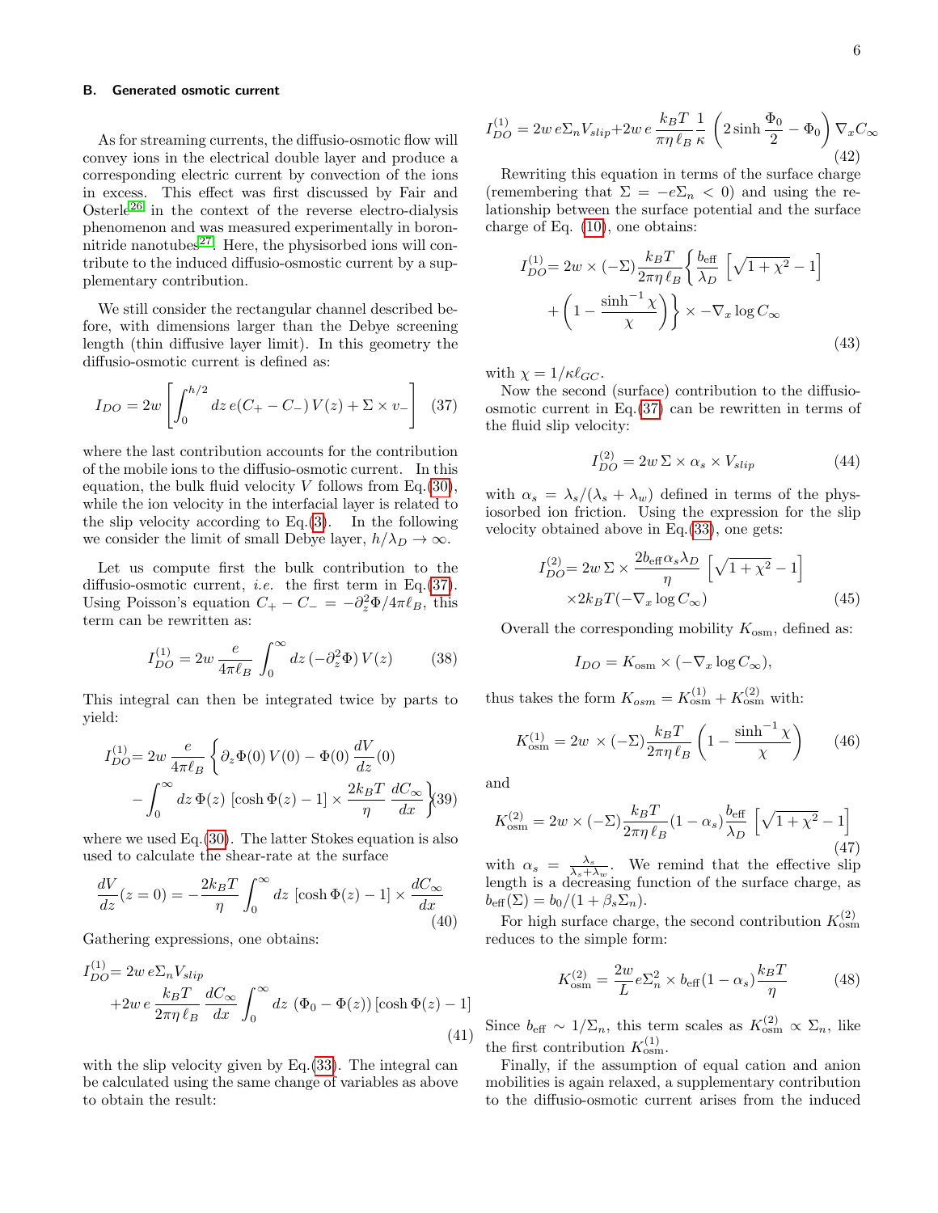### B. Generated osmotic current

As for streaming currents, the diffusio-osmotic flow will convey ions in the electrical double layer and produce a corresponding electric current by convection of the ions in excess. This effect was first discussed by Fair and Osterle[26] in the context of the reverse electro-dialysis phenomenon and was measured experimentally in boron-nitride nanotubes[27]. Here, the physisorbed ions will contribute to the induced diffusio-osmostic current by a supplementary contribution.

We still consider the rectangular channel described before, with dimensions larger than the Debye screening length (thin diffusive layer limit). In this geometry the diffusio-osmotic current is defined as:

$$I_{DO} = 2w \left[ \int_0^{h/2} dz \, e(C_+ - C_-) \, V(z) + \Sigma \times v_- \right] \quad (37)$$

where the last contribution accounts for the contribution of the mobile ions to the diffusio-osmotic current. In this equation, the bulk fluid velocity $V$ follows from Eq.(30), while the ion velocity in the interfacial layer is related to the slip velocity according to Eq.(3). In the following we consider the limit of small Debye layer, $h/\lambda_D \to \infty$.

Let us compute first the bulk contribution to the diffusio-osmotic current, *i.e.* the first term in Eq.(37). Using Poisson's equation $C_+ - C_- = -\partial_z^2 \Phi / 4\pi\ell_B$, this term can be rewritten as:

$$I_{DO}^{(1)} = 2w \, \frac{e}{4\pi\ell_B} \int_0^\infty dz \, (-\partial_z^2 \Phi) \, V(z) \quad (38)$$

This integral can then be integrated twice by parts to yield:

$$I_{DO}^{(1)} = 2w \, \frac{e}{4\pi\ell_B} \left\{ \partial_z \Phi(0) \, V(0) - \Phi(0) \, \frac{dV}{dz}(0) - \int_0^\infty dz \, \Phi(z) \, [\cosh \Phi(z) - 1] \times \frac{2k_BT}{\eta} \, \frac{dC_\infty}{dx} \right\} \quad (39)$$

where we used Eq.(30). The latter Stokes equation is also used to calculate the shear-rate at the surface

$$\frac{dV}{dz}(z=0) = -\frac{2k_BT}{\eta} \int_0^\infty dz \, [\cosh \Phi(z) - 1] \times \frac{dC_\infty}{dx} \quad (40)$$

Gathering expressions, one obtains:

$$I_{DO}^{(1)} = 2w \, e\Sigma_n V_{slip} + 2w \, e \, \frac{k_BT}{2\pi\eta \, \ell_B} \, \frac{dC_\infty}{dx} \int_0^\infty dz \, \left(\Phi_0 - \Phi(z)\right) [\cosh \Phi(z) - 1] \quad (41)$$

with the slip velocity given by Eq.(33). The integral can be calculated using the same change of variables as above to obtain the result:

$$I_{DO}^{(1)} = 2w \, e\Sigma_n V_{slip} + 2w \, e \, \frac{k_BT}{\pi\eta \, \ell_B} \, \frac{1}{\kappa} \left( 2 \sinh \frac{\Phi_0}{2} - \Phi_0 \right) \nabla_x C_\infty \quad (42)$$

Rewriting this equation in terms of the surface charge (remembering that $\Sigma = -e\Sigma_n < 0$) and using the relationship between the surface potential and the surface charge of Eq. (10), one obtains:

$$I_{DO}^{(1)} = 2w \times (-\Sigma) \frac{k_BT}{2\pi\eta \, \ell_B} \left\{ \frac{b_{\rm eff}}{\lambda_D} \left[ \sqrt{1+\chi^2} - 1 \right] + \left( 1 - \frac{\sinh^{-1}\chi}{\chi} \right) \right\} \times -\nabla_x \log C_\infty \quad (43)$$

with $\chi = 1/\kappa\ell_{GC}$.

Now the second (surface) contribution to the diffusio-osmotic current in Eq.(37) can be rewritten in terms of the fluid slip velocity:

$$I_{DO}^{(2)} = 2w \, \Sigma \times \alpha_s \times V_{slip} \quad (44)$$

with $\alpha_s = \lambda_s/(\lambda_s + \lambda_w)$ defined in terms of the physiosorbed ion friction. Using the expression for the slip velocity obtained above in Eq.(33), one gets:

$$I_{DO}^{(2)} = 2w \, \Sigma \times \frac{2b_{\rm eff}\alpha_s\lambda_D}{\eta} \left[ \sqrt{1+\chi^2} - 1 \right] \times 2k_BT(-\nabla_x \log C_\infty) \quad (45)$$

Overall the corresponding mobility $K_{\rm osm}$, defined as:

$$I_{DO} = K_{\rm osm} \times (-\nabla_x \log C_\infty),$$

thus takes the form $K_{osm} = K_{\rm osm}^{(1)} + K_{\rm osm}^{(2)}$ with:

$$K_{\rm osm}^{(1)} = 2w \, \times (-\Sigma) \frac{k_BT}{2\pi\eta \, \ell_B} \left( 1 - \frac{\sinh^{-1}\chi}{\chi} \right) \quad (46)$$

and

$$K_{\rm osm}^{(2)} = 2w \times (-\Sigma) \frac{k_BT}{2\pi\eta \, \ell_B} (1 - \alpha_s) \frac{b_{\rm eff}}{\lambda_D} \left[ \sqrt{1+\chi^2} - 1 \right] \quad (47)$$

with $\alpha_s = \frac{\lambda_s}{\lambda_s + \lambda_w}$. We remind that the effective slip length is a decreasing function of the surface charge, as $b_{\rm eff}(\Sigma) = b_0/(1 + \beta_s \Sigma_n)$.

For high surface charge, the second contribution $K_{\rm osm}^{(2)}$ reduces to the simple form:

$$K_{\rm osm}^{(2)} = \frac{2w}{L} e\Sigma_n^2 \times b_{\rm eff}(1 - \alpha_s) \frac{k_BT}{\eta} \quad (48)$$

Since $b_{\rm eff} \sim 1/\Sigma_n$, this term scales as $K_{\rm osm}^{(2)} \propto \Sigma_n$, like the first contribution $K_{\rm osm}^{(1)}$.

Finally, if the assumption of equal cation and anion mobilities is again relaxed, a supplementary contribution to the diffusio-osmotic current arises from the induced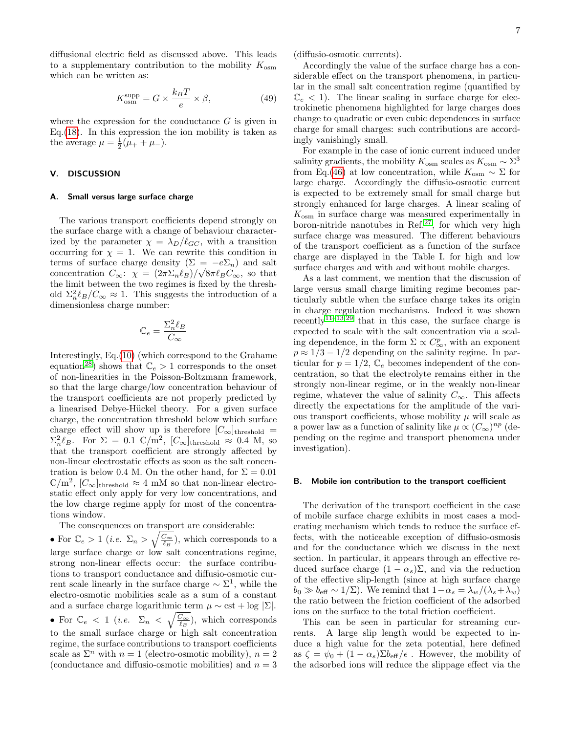diffusional electric field as discussed above. This leads to a supplementary contribution to the mobility $K_{\rm osm}$ which can be written as:

$$K_{\rm osm}^{\rm supp} = G \times \frac{k_B T}{e} \times \beta, \tag{49}$$

where the expression for the conductance $G$ is given in Eq.(18). In this expression the ion mobility is taken as the average $\mu = \frac{1}{2}(\mu_+ + \mu_-)$.

## V. DISCUSSION

### A. Small versus large surface charge

The various transport coefficients depend strongly on the surface charge with a change of behaviour characterized by the parameter $\chi = \lambda_D/\ell_{GC}$, with a transition occurring for $\chi = 1$. We can rewrite this condition in terms of surface charge density ($\Sigma = -e\Sigma_n$) and salt concentration $C_\infty$: $\chi = (2\pi\Sigma_n\ell_B)/\sqrt{8\pi\ell_B C_\infty}$, so that the limit between the two regimes is fixed by the threshold $\Sigma_n^2\ell_B/C_\infty \approx 1$. This suggests the introduction of a dimensionless charge number:

$$\mathbb{C}_e = \frac{\Sigma_n^2 \ell_B}{C_\infty}$$

Interestingly, Eq.(10) (which correspond to the Grahame equation[28]) shows that $\mathbb{C}_e > 1$ corresponds to the onset of non-linearities in the Poisson-Boltzmann framework, so that the large charge/low concentration behaviour of the transport coefficients are not properly predicted by a linearised Debye-Hückel theory. For a given surface charge, the concentration threshold below which surface charge effect will show up is therefore $[C_\infty]_{\rm threshold} = \Sigma_n^2\ell_B$. For $\Sigma = 0.1$ C/m$^2$, $[C_\infty]_{\rm threshold} \approx 0.4$ M, so that the transport coefficient are strongly affected by non-linear electrostatic effects as soon as the salt concentration is below 0.4 M. On the other hand, for $\Sigma = 0.01$ C/m$^2$, $[C_\infty]_{\rm threshold} \approx 4$ mM so that non-linear electrostatic effect only apply for very low concentrations, and the low charge regime apply for most of the concentrations window.

The consequences on transport are considerable:

- For $\mathbb{C}_e > 1$ (*i.e.* $\Sigma_n > \sqrt{\frac{C_\infty}{\ell_B}}$), which corresponds to a large surface charge or low salt concentrations regime, strong non-linear effects occur: the surface contributions to transport conductance and diffusio-osmotic current scale linearly in the surface charge $\sim \Sigma^1$, while the electro-osmotic mobilities scale as a sum of a constant and a surface charge logarithmic term $\mu \sim {\rm cst} + \log|\Sigma|$.
- For $\mathbb{C}_e < 1$ (*i.e.* $\Sigma_n < \sqrt{\frac{C_\infty}{\ell_B}}$), which corresponds to the small surface charge or high salt concentration regime, the surface contributions to transport coefficients scale as $\Sigma^n$ with $n = 1$ (electro-osmotic mobility), $n = 2$ (conductance and diffusio-osmotic mobilities) and $n = 3$ (diffusio-osmotic currents).

Accordingly the value of the surface charge has a considerable effect on the transport phenomena, in particular in the small salt concentration regime (quantified by $\mathbb{C}_e < 1$). The linear scaling in surface charge for electrokinetic phenomena highlighted for large charges does change to quadratic or even cubic dependences in surface charge for small charges: such contributions are accordingly vanishingly small.

For example in the case of ionic current induced under salinity gradients, the mobility $K_{\rm osm}$ scales as $K_{\rm osm} \sim \Sigma^3$ from Eq.(46) at low concentration, while $K_{\rm osm} \sim \Sigma$ for large charge. Accordingly the diffusio-osmotic current is expected to be extremely small for small charge but strongly enhanced for large charges. A linear scaling of $K_{\rm osm}$ in surface charge was measured experimentally in boron-nitride nanotubes in Ref.[27], for which very high surface charge was measured. The different behaviours of the transport coefficient as a function of the surface charge are displayed in the Table I. for high and low surface charges and with and without mobile charges.

As a last comment, we mention that the discussion of large versus small charge limiting regime becomes particularly subtle when the surface charge takes its origin in charge regulation mechanisms. Indeed it was shown recently[11,13,29] that in this case, the surface charge is expected to scale with the salt concentration via a scaling dependence, in the form $\Sigma \propto C_\infty^p$, with an exponent $p \approx 1/3 - 1/2$ depending on the salinity regime. In particular for $p = 1/2$, $\mathbb{C}_e$ becomes independent of the concentration, so that the electrolyte remains either in the strongly non-linear regime, or in the weakly non-linear regime, whatever the value of salinity $C_\infty$. This affects directly the expectations for the amplitude of the various transport coefficients, whose mobility $\mu$ will scale as a power law as a function of salinity like $\mu \propto (C_\infty)^{np}$ (depending on the regime and transport phenomena under investigation).

### B. Mobile ion contribution to the transport coefficient

The derivation of the transport coefficient in the case of mobile surface charge exhibits in most cases a moderating mechanism which tends to reduce the surface effects, with the noticeable exception of diffusio-osmosis and for the conductance which we discuss in the next section. In particular, it appears through an effective reduced surface charge $(1-\alpha_s)\Sigma$, and via the reduction of the effective slip-length (since at high surface charge $b_0 \gg b_{\rm eff} \sim 1/\Sigma$). We remind that $1-\alpha_s = \lambda_w/(\lambda_s+\lambda_w)$ the ratio between the friction coefficient of the adsorbed ions on the surface to the total friction coefficient.

This can be seen in particular for streaming currents. A large slip length would be expected to induce a high value for the zeta potential, here defined as $\zeta = \psi_0 + (1-\alpha_s)\Sigma b_{\rm eff}/\epsilon$ . However, the mobility of the adsorbed ions will reduce the slippage effect via the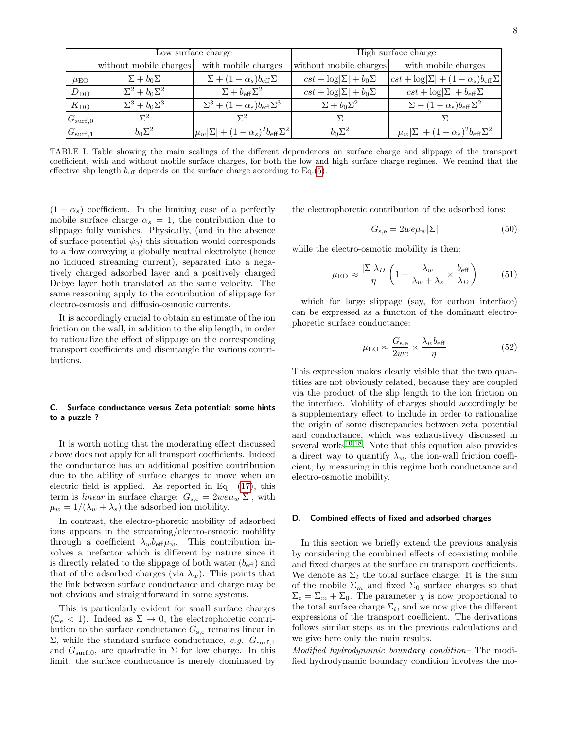| | Low surface charge | | High surface charge | |
|---|---|---|---|---|
| | without mobile charges | with mobile charges | without mobile charges | with mobile charges |
| $\mu_{\rm EO}$ | $\Sigma + b_0\Sigma$ | $\Sigma + (1-\alpha_s) b_{\rm eff}\Sigma$ | $cst + \log\lvert\Sigma\rvert + b_0\Sigma$ | $cst + \log\lvert\Sigma\rvert + (1-\alpha_s) b_{\rm eff}\Sigma$ |
| $D_{\rm DO}$ | $\Sigma^2 + b_0\Sigma^2$ | $\Sigma + b_{\rm eff}\Sigma^2$ | $cst + \log\lvert\Sigma\rvert + b_0\Sigma$ | $cst + \log\lvert\Sigma\rvert + b_{\rm eff}\Sigma$ |
| $K_{\rm DO}$ | $\Sigma^3 + b_0\Sigma^3$ | $\Sigma^3 + (1-\alpha_s) b_{\rm eff}\Sigma^3$ | $\Sigma + b_0\Sigma^2$ | $\Sigma + (1-\alpha_s) b_{\rm eff}\Sigma^2$ |
| $G_{\rm surf,0}$ | $\Sigma^2$ | $\Sigma^2$ | $\Sigma$ | $\Sigma$ |
| $G_{\rm surf,1}$ | $b_0\Sigma^2$ | $\mu_w\lvert\Sigma\rvert + (1-\alpha_s)^2 b_{\rm eff}\Sigma^2$ | $b_0\Sigma^2$ | $\mu_w\lvert\Sigma\rvert + (1-\alpha_s)^2 b_{\rm eff}\Sigma^2$ |

TABLE I. Table showing the main scalings of the different dependences on surface charge and slippage of the transport coefficient, with and without mobile surface charges, for both the low and high surface charge regimes. We remind that the effective slip length $b_{\rm eff}$ depends on the surface charge according to Eq.(5).

$(1-\alpha_s)$ coefficient. In the limiting case of a perfectly mobile surface charge $\alpha_s = 1$, the contribution due to slippage fully vanishes. Physically, (and in the absence of surface potential $\psi_0$) this situation would corresponds to a flow conveying a globally neutral electrolyte (hence no induced streaming current), separated into a negatively charged adsorbed layer and a positively charged Debye layer both translated at the same velocity. The same reasoning apply to the contribution of slippage for electro-osmosis and diffusio-osmotic currents.

It is accordingly crucial to obtain an estimate of the ion friction on the wall, in addition to the slip length, in order to rationalize the effect of slippage on the corresponding transport coefficients and disentangle the various contributions.

### C. Surface conductance versus Zeta potential: some hints to a puzzle ?

It is worth noting that the moderating effect discussed above does not apply for all transport coefficients. Indeed the conductance has an additional positive contribution due to the ability of surface charges to move when an electric field is applied. As reported in Eq. (17), this term is *linear* in surface charge: $G_{\rm s,e} = 2we\mu_w\lvert\Sigma\rvert$, with $\mu_w = 1/(\lambda_w + \lambda_s)$ the adsorbed ion mobility.

In contrast, the electro-phoretic mobility of adsorbed ions appears in the streaming/electro-osmotic mobility through a coefficient $\lambda_w b_{\rm eff}\mu_w$. This contribution involves a prefactor which is different by nature since it is directly related to the slippage of both water ($b_{\rm eff}$) and that of the adsorbed charges (via $\lambda_w$). This points that the link between surface conductance and charge may be not obvious and straightforward in some systems.

This is particularly evident for small surface charges ($\mathbb{C}_e < 1$). Indeed as $\Sigma \to 0$, the electrophoretic contribution to the surface conductance $G_{\rm s,e}$ remains linear in $\Sigma$, while the standard surface conductance, *e.g.* $G_{\rm surf,1}$ and $G_{\rm surf,0}$, are quadratic in $\Sigma$ for low charge. In this limit, the surface conductance is merely dominated by the electrophoretic contribution of the adsorbed ions:

$$G_{\rm s,e} = 2we\mu_w\lvert\Sigma\rvert \tag{50}$$

while the electro-osmotic mobility is then:

$$\mu_{\rm EO} \approx \frac{\lvert\Sigma\rvert\lambda_D}{\eta}\left(1 + \frac{\lambda_w}{\lambda_w + \lambda_s} \times \frac{b_{\rm eff}}{\lambda_D}\right) \tag{51}$$

which for large slippage (say, for carbon interface) can be expressed as a function of the dominant electrophoretic surface conductance:

$$\mu_{\rm EO} \approx \frac{G_{\rm s,e}}{2we} \times \frac{\lambda_w b_{\rm eff}}{\eta} \tag{52}$$

This expression makes clearly visible that the two quantities are not obviously related, because they are coupled via the product of the slip length to the ion friction on the interface. Mobility of charges should accordingly be a supplementary effect to include in order to rationalize the origin of some discrepancies between zeta potential and conductance, which was exhaustively discussed in several works[10,18]. Note that this equation also provides a direct way to quantify $\lambda_w$, the ion-wall friction coefficient, by measuring in this regime both conductance and electro-osmotic mobility.

### D. Combined effects of fixed and adsorbed charges

In this section we briefly extend the previous analysis by considering the combined effects of coexisting mobile and fixed charges at the surface on transport coefficients. We denote as $\Sigma_t$ the total surface charge. It is the sum of the mobile $\Sigma_m$ and fixed $\Sigma_0$ surface charges so that $\Sigma_t = \Sigma_m + \Sigma_0$. The parameter $\chi$ is now proportional to the total surface charge $\Sigma_t$, and we now give the different expressions of the transport coefficient. The derivations follows similar steps as in the previous calculations and we give here only the main results.

*Modified hydrodynamic boundary condition*– The modified hydrodynamic boundary condition involves the mo-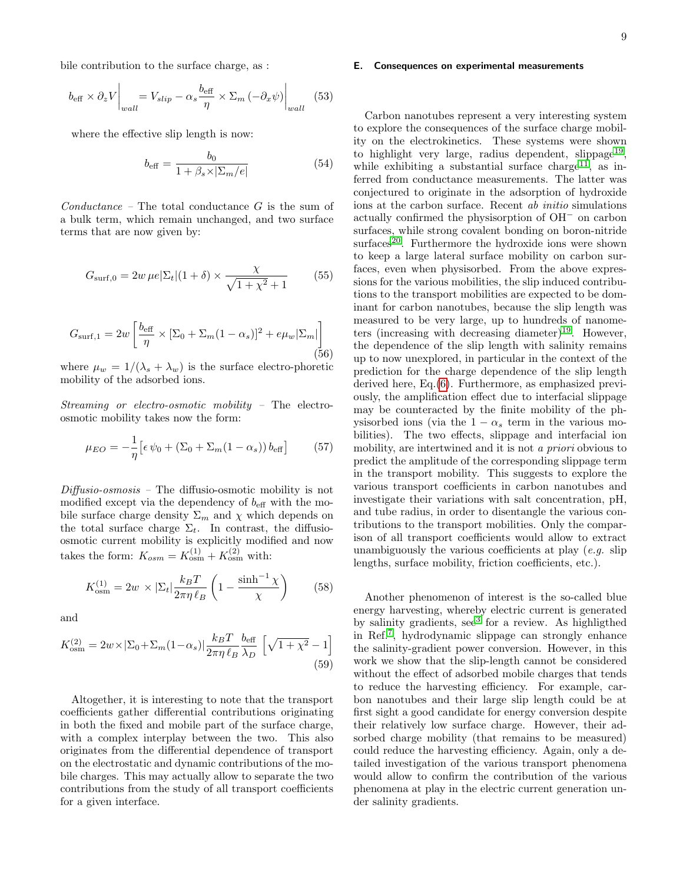bile contribution to the surface charge, as :

$$b_{\text{eff}} \times \partial_z V\bigg|_{wall} = V_{slip} - \alpha_s \frac{b_{\text{eff}}}{\eta} \times \Sigma_m \left(-\partial_x \psi\right)\bigg|_{wall} \quad (53)$$

where the effective slip length is now:

$$b_{\text{eff}} = \frac{b_0}{1 + \beta_s \times |\Sigma_m/e|} \quad (54)$$

*Conductance* – The total conductance $G$ is the sum of a bulk term, which remain unchanged, and two surface terms that are now given by:

$$G_{\text{surf},0} = 2w\,\mu e|\Sigma_t|(1+\delta) \times \frac{\chi}{\sqrt{1+\chi^2}+1} \quad (55)$$

$$G_{\text{surf},1} = 2w\left[\frac{b_{\text{eff}}}{\eta} \times \left[\Sigma_0 + \Sigma_m(1-\alpha_s)\right]^2 + e\mu_w|\Sigma_m|\right] \quad (56)$$

where $\mu_w = 1/(\lambda_s + \lambda_w)$ is the surface electro-phoretic mobility of the adsorbed ions.

*Streaming or electro-osmotic mobility* – The electro-osmotic mobility takes now the form:

$$\mu_{EO} = -\frac{1}{\eta}\left[\epsilon\,\psi_0 + \left(\Sigma_0 + \Sigma_m(1-\alpha_s)\right) b_{\text{eff}}\right] \quad (57)$$

*Diffusio-osmosis* – The diffusio-osmotic mobility is not modified except via the dependency of $b_{\text{eff}}$ with the mobile surface charge density $\Sigma_m$ and $\chi$ which depends on the total surface charge $\Sigma_t$. In contrast, the diffusio-osmotic current mobility is explicitly modified and now takes the form: $K_{osm} = K_{\text{osm}}^{(1)} + K_{\text{osm}}^{(2)}$ with:

$$K_{\text{osm}}^{(1)} = 2w\,\times|\Sigma_t|\frac{k_BT}{2\pi\eta\,\ell_B}\left(1 - \frac{\sinh^{-1}\chi}{\chi}\right) \quad (58)$$

and

$$K_{\text{osm}}^{(2)} = 2w \times |\Sigma_0 + \Sigma_m(1-\alpha_s)|\frac{k_BT}{2\pi\eta\,\ell_B}\frac{b_{\text{eff}}}{\lambda_D}\left[\sqrt{1+\chi^2} - 1\right] \quad (59)$$

Altogether, it is interesting to note that the transport coefficients gather differential contributions originating in both the fixed and mobile part of the surface charge, with a complex interplay between the two. This also originates from the differential dependence of transport on the electrostatic and dynamic contributions of the mobile charges. This may actually allow to separate the two contributions from the study of all transport coefficients for a given interface.

### E. Consequences on experimental measurements

Carbon nanotubes represent a very interesting system to explore the consequences of the surface charge mobility on the electrokinetics. These systems were shown to highlight very large, radius dependent, slippage[19], while exhibiting a substantial surface charge[11], as inferred from conductance measurements. The latter was conjectured to originate in the adsorption of hydroxide ions at the carbon surface. Recent *ab initio* simulations actually confirmed the physisorption of $OH^-$ on carbon surfaces, while strong covalent bonding on boron-nitride surfaces[20]. Furthermore the hydroxide ions were shown to keep a large lateral surface mobility on carbon surfaces, even when physisorbed. From the above expressions for the various mobilities, the slip induced contributions to the transport mobilities are expected to be dominant for carbon nanotubes, because the slip length was measured to be very large, up to hundreds of nanometers (increasing with decreasing diameter)[19]. However, the dependence of the slip length with salinity remains up to now unexplored, in particular in the context of the prediction for the charge dependence of the slip length derived here, Eq.(6). Furthermore, as emphasized previously, the amplification effect due to interfacial slippage may be counteracted by the finite mobility of the physisorbed ions (via the $1-\alpha_s$ term in the various mobilities). The two effects, slippage and interfacial ion mobility, are intertwined and it is not *a priori* obvious to predict the amplitude of the corresponding slippage term in the transport mobility. This suggests to explore the various transport coefficients in carbon nanotubes and investigate their variations with salt concentration, pH, and tube radius, in order to disentangle the various contributions to the transport mobilities. Only the comparison of all transport coefficients would allow to extract unambiguously the various coefficients at play (*e.g.* slip lengths, surface mobility, friction coefficients, etc.).

Another phenomenon of interest is the so-called blue energy harvesting, whereby electric current is generated by salinity gradients, see[3] for a review. As highligthed in Ref.[7], hydrodynamic slippage can strongly enhance the salinity-gradient power conversion. However, in this work we show that the slip-length cannot be considered without the effect of adsorbed mobile charges that tends to reduce the harvesting efficiency. For example, carbon nanotubes and their large slip length could be at first sight a good candidate for energy conversion despite their relatively low surface charge. However, their adsorbed charge mobility (that remains to be measured) could reduce the harvesting efficiency. Again, only a detailed investigation of the various transport phenomena would allow to confirm the contribution of the various phenomena at play in the electric current generation under salinity gradients.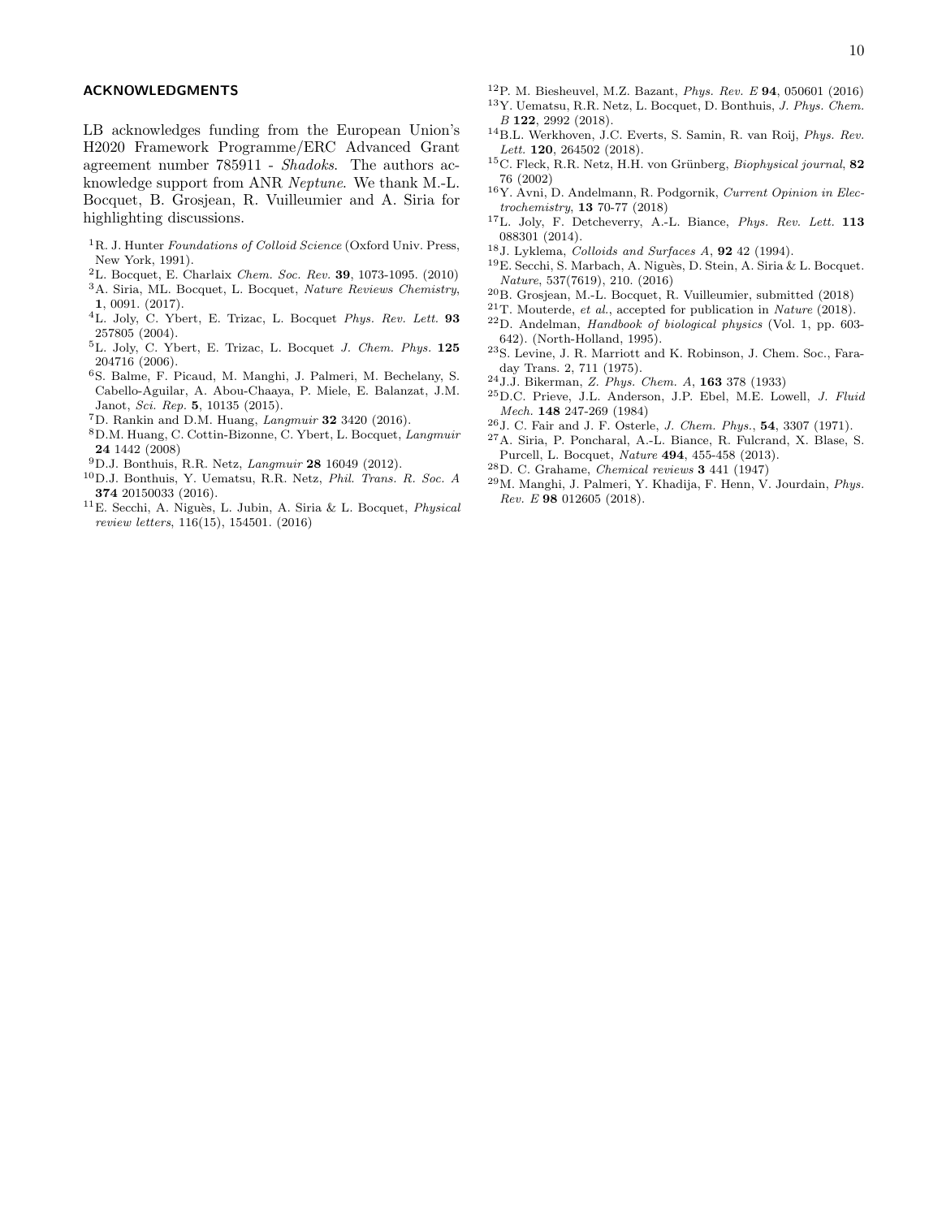## ACKNOWLEDGMENTS

LB acknowledges funding from the European Union's H2020 Framework Programme/ERC Advanced Grant agreement number 785911 - *Shadoks*. The authors acknowledge support from ANR *Neptune*. We thank M.-L. Bocquet, B. Grosjean, R. Vuilleumier and A. Siria for highlighting discussions.

[1] R. J. Hunter *Foundations of Colloid Science* (Oxford Univ. Press, New York, 1991).

[2] L. Bocquet, E. Charlaix *Chem. Soc. Rev.* **39**, 1073-1095. (2010)

[3] A. Siria, ML. Bocquet, L. Bocquet, *Nature Reviews Chemistry*, **1**, 0091. (2017).

[4] L. Joly, C. Ybert, E. Trizac, L. Bocquet *Phys. Rev. Lett.* **93** 257805 (2004).

[5] L. Joly, C. Ybert, E. Trizac, L. Bocquet *J. Chem. Phys.* **125** 204716 (2006).

[6] S. Balme, F. Picaud, M. Manghi, J. Palmeri, M. Bechelany, S. Cabello-Aguilar, A. Abou-Chaaya, P. Miele, E. Balanzat, J.M. Janot, *Sci. Rep.* **5**, 10135 (2015).

[7] D. Rankin and D.M. Huang, *Langmuir* **32** 3420 (2016).

[8] D.M. Huang, C. Cottin-Bizonne, C. Ybert, L. Bocquet, *Langmuir* **24** 1442 (2008)

[9] D.J. Bonthuis, R.R. Netz, *Langmuir* **28** 16049 (2012).

[10] D.J. Bonthuis, Y. Uematsu, R.R. Netz, *Phil. Trans. R. Soc. A* **374** 20150033 (2016).

[11] E. Secchi, A. Niguès, L. Jubin, A. Siria & L. Bocquet, *Physical review letters*, 116(15), 154501. (2016)

[12] P. M. Biesheuvel, M.Z. Bazant, *Phys. Rev. E* **94**, 050601 (2016)

[13] Y. Uematsu, R.R. Netz, L. Bocquet, D. Bonthuis, *J. Phys. Chem. B* **122**, 2992 (2018).

[14] B.L. Werkhoven, J.C. Everts, S. Samin, R. van Roij, *Phys. Rev. Lett.* **120**, 264502 (2018).

[15] C. Fleck, R.R. Netz, H.H. von Grünberg, *Biophysical journal*, **82** 76 (2002)

[16] Y. Avni, D. Andelmann, R. Podgornik, *Current Opinion in Electrochemistry*, **13** 70-77 (2018)

[17] L. Joly, F. Detcheverry, A.-L. Biance, *Phys. Rev. Lett.* **113** 088301 (2014).

[18] J. Lyklema, *Colloids and Surfaces A*, **92** 42 (1994).

[19] E. Secchi, S. Marbach, A. Niguès, D. Stein, A. Siria & L. Bocquet. *Nature*, 537(7619), 210. (2016)

[20] B. Grosjean, M.-L. Bocquet, R. Vuilleumier, submitted (2018)

[21] T. Mouterde, *et al.*, accepted for publication in *Nature* (2018).

[22] D. Andelman, *Handbook of biological physics* (Vol. 1, pp. 603-642). (North-Holland, 1995).

[23] S. Levine, J. R. Marriott and K. Robinson, J. Chem. Soc., Faraday Trans. 2, 711 (1975).

[24] J.J. Bikerman, *Z. Phys. Chem. A*, **163** 378 (1933)

[25] D.C. Prieve, J.L. Anderson, J.P. Ebel, M.E. Lowell, *J. Fluid Mech.* **148** 247-269 (1984)

[26] J. C. Fair and J. F. Osterle, *J. Chem. Phys.*, **54**, 3307 (1971).

[27] A. Siria, P. Poncharal, A.-L. Biance, R. Fulcrand, X. Blase, S. Purcell, L. Bocquet, *Nature* **494**, 455-458 (2013).

[28] D. C. Grahame, *Chemical reviews* **3** 441 (1947)

[29] M. Manghi, J. Palmeri, Y. Khadija, F. Henn, V. Jourdain, *Phys. Rev. E* **98** 012605 (2018).